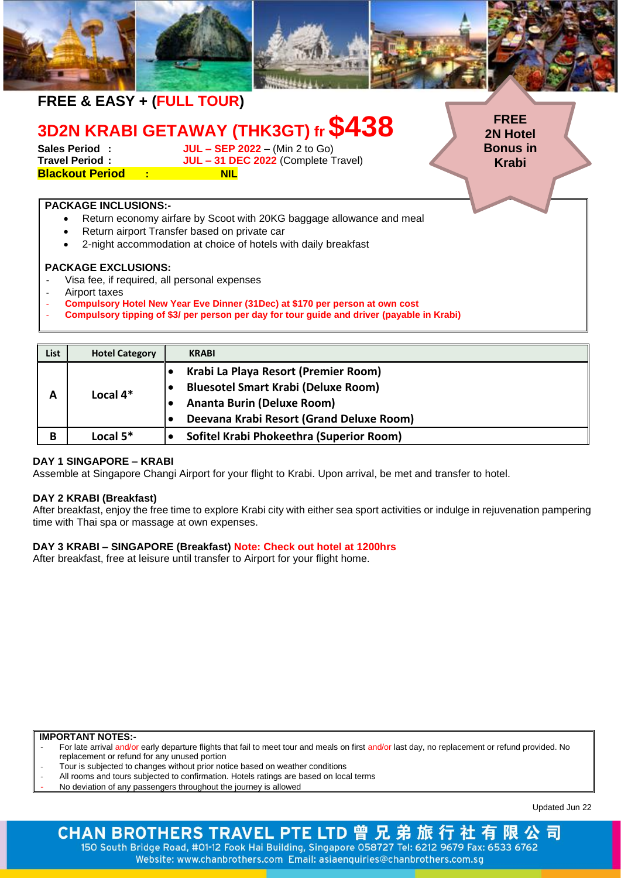# FREE & EASY + (FULL TOUR)

## 3D2N KRABI GETAWAY (THK3GT) fr $438

**FREE 2N Hotel Bonus in Krabi**

**Sales Period :** JUL – SEP 2022 – (Min 2 to Go)
**Travel Period :** JUL – 31 DEC 2022 (Complete Travel)
**Blackout Period :** NIL

**PACKAGE INCLUSIONS:-**

- Return economy airfare by Scoot with 20KG baggage allowance and meal
- Return airport Transfer based on private car
- 2-night accommodation at choice of hotels with daily breakfast

**PACKAGE EXCLUSIONS:**

- Visa fee, if required, all personal expenses
- Airport taxes
- **Compulsory Hotel New Year Eve Dinner (31Dec) at $170 per person at own cost**
- **Compulsory tipping of $3/ per person per day for tour guide and driver (payable in Krabi)**

| List | Hotel Category | KRABI |
|---|---|---|
| A | Local 4* | • Krabi La Playa Resort (Premier Room)<br>• Bluesotel Smart Krabi (Deluxe Room)<br>• Ananta Burin (Deluxe Room)<br>• Deevana Krabi Resort (Grand Deluxe Room) |
| B | Local 5* | • Sofitel Krabi Phokeethra (Superior Room) |

**DAY 1 SINGAPORE – KRABI**
Assemble at Singapore Changi Airport for your flight to Krabi. Upon arrival, be met and transfer to hotel.

**DAY 2 KRABI (Breakfast)**
After breakfast, enjoy the free time to explore Krabi city with either sea sport activities or indulge in rejuvenation pampering time with Thai spa or massage at own expenses.

**DAY 3 KRABI – SINGAPORE (Breakfast) Note: Check out hotel at 1200hrs**
After breakfast, free at leisure until transfer to Airport for your flight home.

**IMPORTANT NOTES:-**

- For late arrival and/or early departure flights that fail to meet tour and meals on first and/or last day, no replacement or refund provided. No replacement or refund for any unused portion
- Tour is subjected to changes without prior notice based on weather conditions
- All rooms and tours subjected to confirmation. Hotels ratings are based on local terms
- No deviation of any passengers throughout the journey is allowed

Updated Jun 22

**CHAN BROTHERS TRAVEL PTE LTD 曾兄弟旅行社有限公司**
150 South Bridge Road, #01-12 Fook Hai Building, Singapore 058727 Tel: 6212 9679 Fax: 6533 6762
Website: www.chanbrothers.com Email: asiaenquiries@chanbrothers.com.sg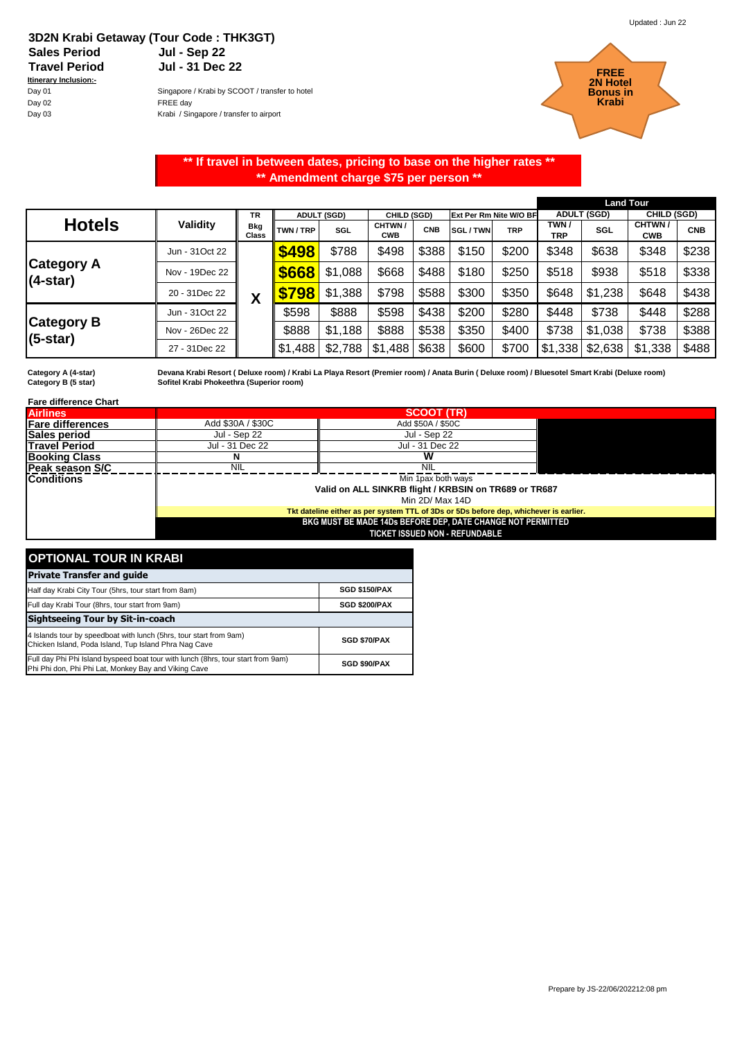Updated : Jun 22

# 3D2N Krabi Getaway (Tour Code : THK3GT)

**Sales Period** Jul - Sep 22

**Travel Period** Jul - 31 Dec 22

**Itinerary Inclusion:-**

Day 01 Singapore / Krabi by SCOOT / transfer to hotel

Day 02 FREE day

Day 03 Krabi / Singapore / transfer to airport

**FREE 2N Hotel Bonus in Krabi**

**\*\* If travel in between dates, pricing to base on the higher rates \*\***

**\*\* Amendment charge $75 per person \*\***

| Hotels | Validity | TR Bkg Class | ADULT (SGD) | | CHILD (SGD) | | Ext Per Rm Nite W/O BF | | Land Tour ADULT (SGD) | | Land Tour CHILD (SGD) | |
|---|---|---|---|---|---|---|---|---|---|---|---|---|
| | | | TWN / TRP | SGL | CHTWN / CWB | CNB | SGL / TWN | TRP | TWN / TRP | SGL | CHTWN / CWB | CNB |
| Category A (4-star) | Jun - 31Oct 22 | X | $498 | $788 | $498 | $388 | $150 | $200 | $348 | $638 | $348 | $238 |
| | Nov - 19Dec 22 | | $668 | $1,088 | $668 | $488 | $180 | $250 | $518 | $938 | $518 | $338 |
| | 20 - 31Dec 22 | | $798 | $1,388 | $798 | $588 | $300 | $350 | $648 | $1,238 | $648 | $438 |
| Category B (5-star) | Jun - 31Oct 22 | | $598 | $888 | $598 | $438 | $200 | $280 | $448 | $738 | $448 | $288 |
| | Nov - 26Dec 22 | | $888 | $1,188 | $888 | $538 | $350 | $400 | $738 | $1,038 | $738 | $388 |
| | 27 - 31Dec 22 | | $1,488 | $2,788 | $1,488 | $638 | $600 | $700 | $1,338 | $2,638 | $1,338 | $488 |

**Category A (4-star)** **Devana Krabi Resort ( Deluxe room) / Krabi La Playa Resort (Premier room) / Anata Burin ( Deluxe room) / Bluesotel Smart Krabi (Deluxe room)**

**Category B (5 star)** **Sofitel Krabi Phokeethra (Superior room)**

**Fare difference Chart**

| Airlines | SCOOT (TR) | |
|---|---|---|
| Fare differences | Add $30A / $30C | Add $50A / $50C |
| Sales period | Jul - Sep 22 | Jul - Sep 22 |
| Travel Period | Jul - 31 Dec 22 | Jul - 31 Dec 22 |
| Booking Class | N | W |
| Peak season S/C | NIL | NIL |
| Conditions | Min 1pax both ways | |
| | **Valid on ALL SINKRB flight / KRBSIN on TR689 or TR687** | |
| | Min 2D/ Max 14D | |
| | **Tkt dateline either as per system TTL of 3Ds or 5Ds before dep, whichever is earlier.** | |
| | **BKG MUST BE MADE 14Ds BEFORE DEP, DATE CHANGE NOT PERMITTED** | |
| | **TICKET ISSUED NON - REFUNDABLE** | |

## OPTIONAL TOUR IN KRABI

| Private Transfer and guide | |
|---|---|
| Half day Krabi City Tour (5hrs, tour start from 8am) | **SGD $150/PAX** |
| Full day Krabi Tour (8hrs, tour start from 9am) | **SGD $200/PAX** |
| **Sightseeing Tour by Sit-in-coach** | |
| 4 Islands tour by speedboat with lunch (5hrs, tour start from 9am) Chicken Island, Poda Island, Tup Island Phra Nag Cave | **SGD $70/PAX** |
| Full day Phi Phi Island byspeed boat tour with lunch (8hrs, tour start from 9am) Phi Phi don, Phi Phi Lat, Monkey Bay and Viking Cave | **SGD $90/PAX** |

Prepare by JS-22/06/202212:08 pm